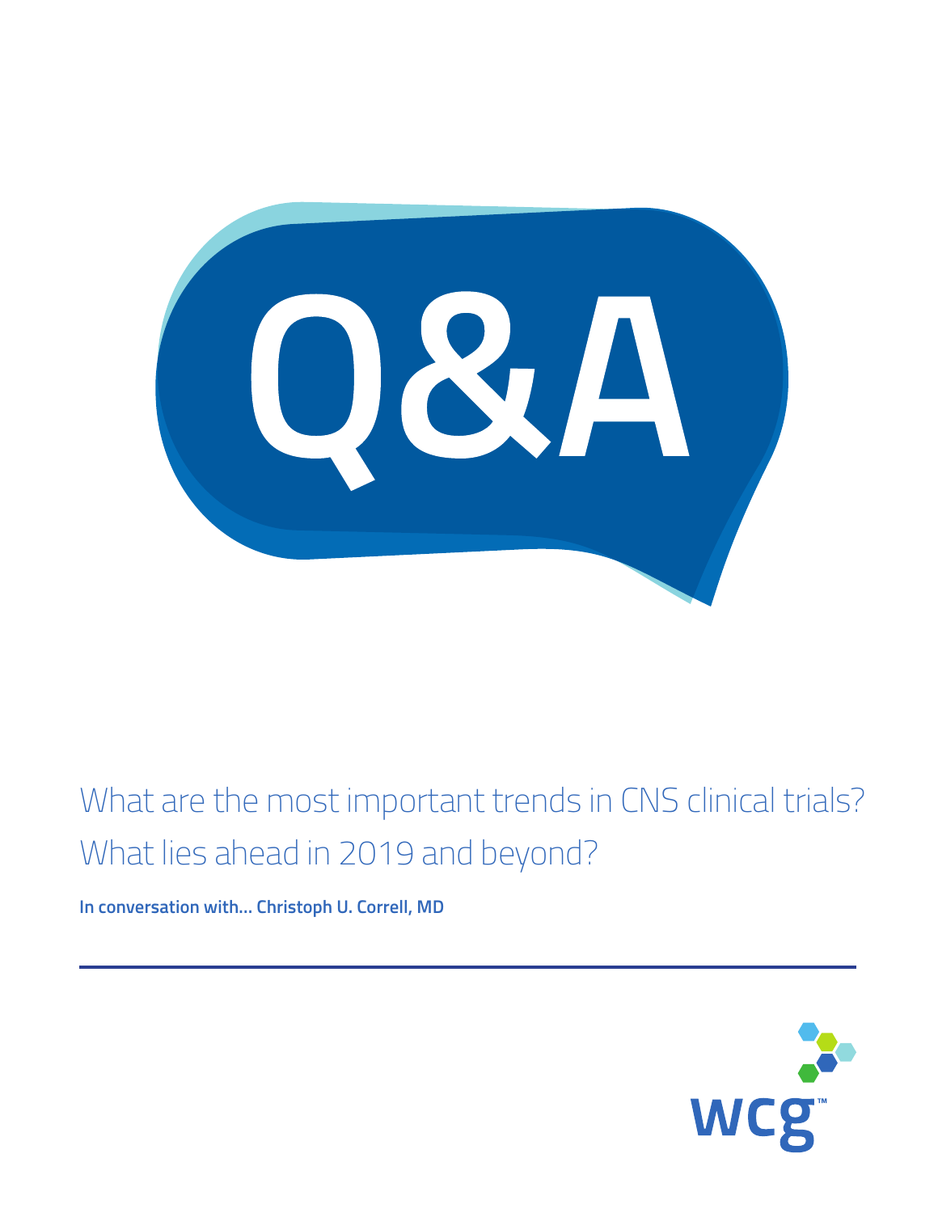# Q&A

## What are the most important trends in CNS clinical trials? What lies ahead in 2019 and beyond?

**In conversation with... Christoph U. Correll, MD**

wcg™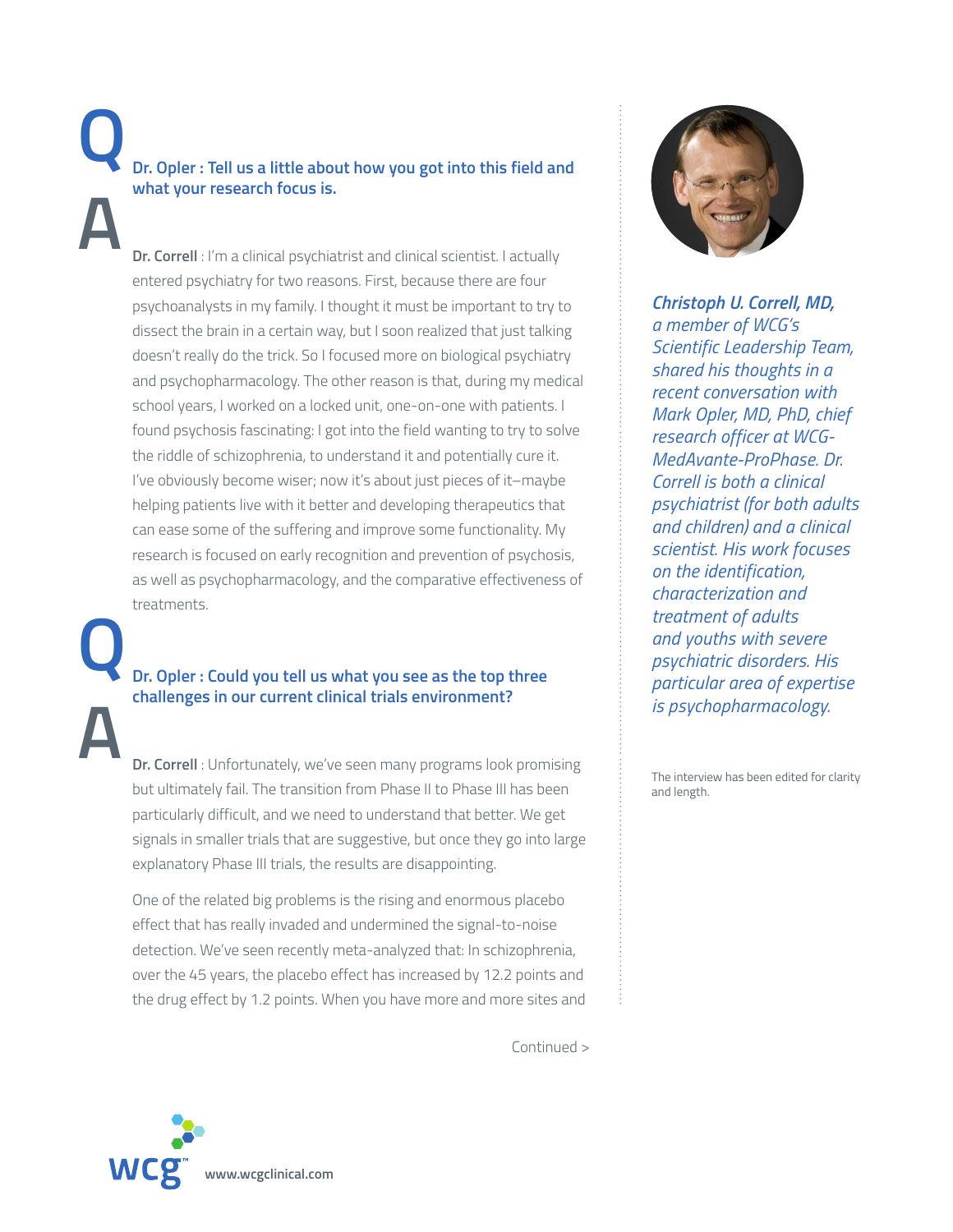**Q**

**Dr. Opler : Tell us a little about how you got into this field and what your research focus is.**

**A**

**Dr. Correll** : I'm a clinical psychiatrist and clinical scientist. I actually entered psychiatry for two reasons. First, because there are four psychoanalysts in my family. I thought it must be important to try to dissect the brain in a certain way, but I soon realized that just talking doesn't really do the trick. So I focused more on biological psychiatry and psychopharmacology. The other reason is that, during my medical school years, I worked on a locked unit, one-on-one with patients. I found psychosis fascinating: I got into the field wanting to try to solve the riddle of schizophrenia, to understand it and potentially cure it. I've obviously become wiser; now it's about just pieces of it–maybe helping patients live with it better and developing therapeutics that can ease some of the suffering and improve some functionality. My research is focused on early recognition and prevention of psychosis, as well as psychopharmacology, and the comparative effectiveness of treatments.

**Q**

**Dr. Opler : Could you tell us what you see as the top three challenges in our current clinical trials environment?**

**A**

**Dr. Correll** : Unfortunately, we've seen many programs look promising but ultimately fail. The transition from Phase II to Phase III has been particularly difficult, and we need to understand that better. We get signals in smaller trials that are suggestive, but once they go into large explanatory Phase III trials, the results are disappointing.

One of the related big problems is the rising and enormous placebo effect that has really invaded and undermined the signal-to-noise detection. We've seen recently meta-analyzed that: In schizophrenia, over the 45 years, the placebo effect has increased by 12.2 points and the drug effect by 1.2 points. When you have more and more sites and

Continued >

*Christoph U. Correll, MD, a member of WCG's Scientific Leadership Team, shared his thoughts in a recent conversation with Mark Opler, MD, PhD, chief research officer at WCG-MedAvante-ProPhase. Dr. Correll is both a clinical psychiatrist (for both adults and children) and a clinical scientist. His work focuses on the identification, characterization and treatment of adults and youths with severe psychiatric disorders. His particular area of expertise is psychopharmacology.*

The interview has been edited for clarity and length.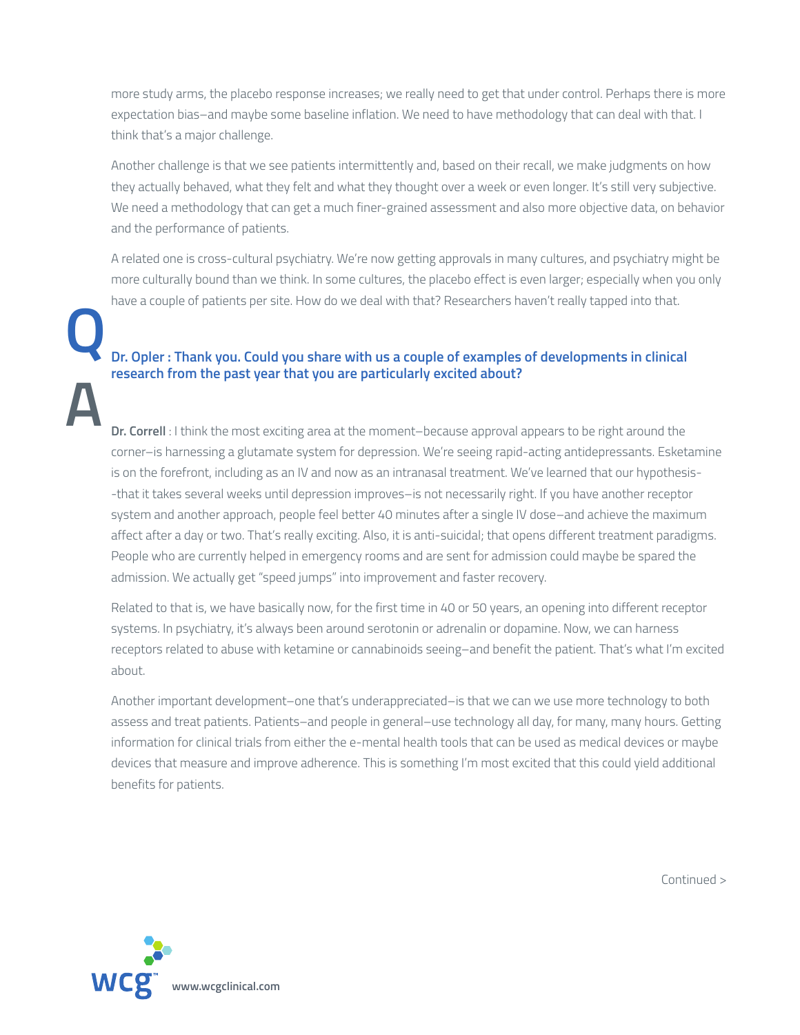more study arms, the placebo response increases; we really need to get that under control. Perhaps there is more expectation bias–and maybe some baseline inflation. We need to have methodology that can deal with that. I think that's a major challenge.

Another challenge is that we see patients intermittently and, based on their recall, we make judgments on how they actually behaved, what they felt and what they thought over a week or even longer. It's still very subjective. We need a methodology that can get a much finer-grained assessment and also more objective data, on behavior and the performance of patients.

A related one is cross-cultural psychiatry. We're now getting approvals in many cultures, and psychiatry might be more culturally bound than we think. In some cultures, the placebo effect is even larger; especially when you only have a couple of patients per site. How do we deal with that? Researchers haven't really tapped into that.

**Q**

**Dr. Opler : Thank you. Could you share with us a couple of examples of developments in clinical research from the past year that you are particularly excited about?**

**A**

**Dr. Correll** : I think the most exciting area at the moment–because approval appears to be right around the corner–is harnessing a glutamate system for depression. We're seeing rapid-acting antidepressants. Esketamine is on the forefront, including as an IV and now as an intranasal treatment. We've learned that our hypothesis--that it takes several weeks until depression improves–is not necessarily right. If you have another receptor system and another approach, people feel better 40 minutes after a single IV dose–and achieve the maximum affect after a day or two. That's really exciting. Also, it is anti-suicidal; that opens different treatment paradigms. People who are currently helped in emergency rooms and are sent for admission could maybe be spared the admission. We actually get "speed jumps" into improvement and faster recovery.

Related to that is, we have basically now, for the first time in 40 or 50 years, an opening into different receptor systems. In psychiatry, it's always been around serotonin or adrenalin or dopamine. Now, we can harness receptors related to abuse with ketamine or cannabinoids seeing–and benefit the patient. That's what I'm excited about.

Another important development–one that's underappreciated–is that we can we use more technology to both assess and treat patients. Patients–and people in general–use technology all day, for many, many hours. Getting information for clinical trials from either the e-mental health tools that can be used as medical devices or maybe devices that measure and improve adherence. This is something I'm most excited that this could yield additional benefits for patients.

Continued >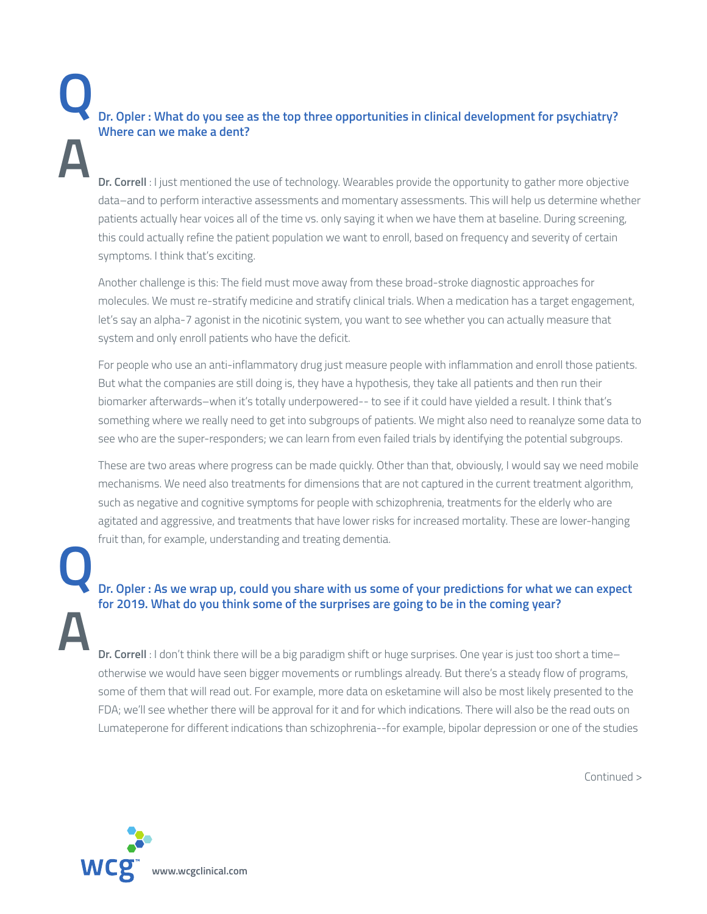**Q**

**Dr. Opler : What do you see as the top three opportunities in clinical development for psychiatry? Where can we make a dent?**

**A**

**Dr. Correll** : I just mentioned the use of technology. Wearables provide the opportunity to gather more objective data–and to perform interactive assessments and momentary assessments. This will help us determine whether patients actually hear voices all of the time vs. only saying it when we have them at baseline. During screening, this could actually refine the patient population we want to enroll, based on frequency and severity of certain symptoms. I think that's exciting.

Another challenge is this: The field must move away from these broad-stroke diagnostic approaches for molecules. We must re-stratify medicine and stratify clinical trials. When a medication has a target engagement, let's say an alpha-7 agonist in the nicotinic system, you want to see whether you can actually measure that system and only enroll patients who have the deficit.

For people who use an anti-inflammatory drug just measure people with inflammation and enroll those patients. But what the companies are still doing is, they have a hypothesis, they take all patients and then run their biomarker afterwards–when it's totally underpowered-- to see if it could have yielded a result. I think that's something where we really need to get into subgroups of patients. We might also need to reanalyze some data to see who are the super-responders; we can learn from even failed trials by identifying the potential subgroups.

These are two areas where progress can be made quickly. Other than that, obviously, I would say we need mobile mechanisms. We need also treatments for dimensions that are not captured in the current treatment algorithm, such as negative and cognitive symptoms for people with schizophrenia, treatments for the elderly who are agitated and aggressive, and treatments that have lower risks for increased mortality. These are lower-hanging fruit than, for example, understanding and treating dementia.

**Q**

**Dr. Opler : As we wrap up, could you share with us some of your predictions for what we can expect for 2019. What do you think some of the surprises are going to be in the coming year?**

**A**

**Dr. Correll** : I don't think there will be a big paradigm shift or huge surprises. One year is just too short a time– otherwise we would have seen bigger movements or rumblings already. But there's a steady flow of programs, some of them that will read out. For example, more data on esketamine will also be most likely presented to the FDA; we'll see whether there will be approval for it and for which indications. There will also be the read outs on Lumateperone for different indications than schizophrenia--for example, bipolar depression or one of the studies

Continued >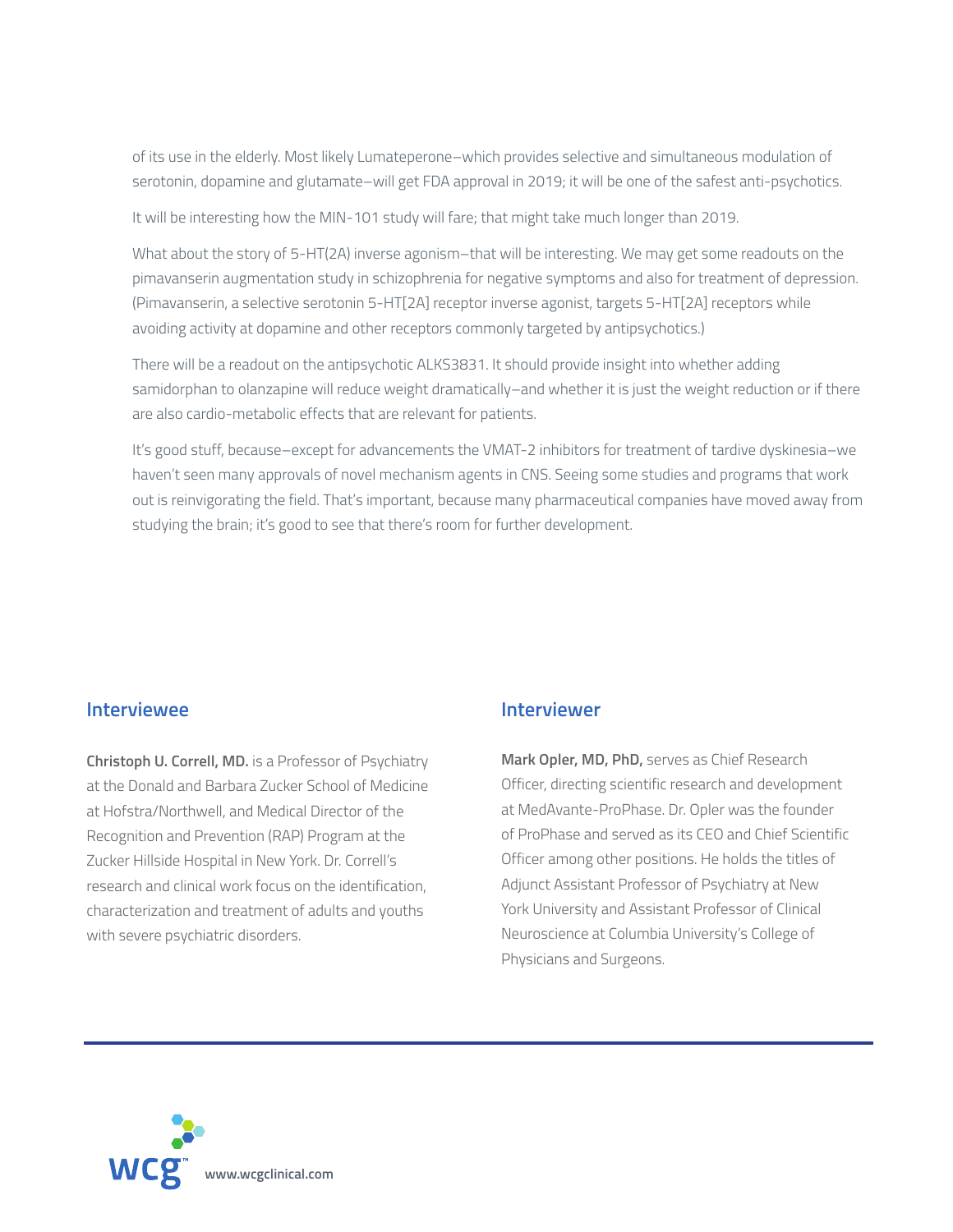of its use in the elderly. Most likely Lumateperone–which provides selective and simultaneous modulation of serotonin, dopamine and glutamate–will get FDA approval in 2019; it will be one of the safest anti-psychotics.

It will be interesting how the MIN-101 study will fare; that might take much longer than 2019.

What about the story of 5-HT(2A) inverse agonism–that will be interesting. We may get some readouts on the pimavanserin augmentation study in schizophrenia for negative symptoms and also for treatment of depression. (Pimavanserin, a selective serotonin 5-HT[2A] receptor inverse agonist, targets 5-HT[2A] receptors while avoiding activity at dopamine and other receptors commonly targeted by antipsychotics.)

There will be a readout on the antipsychotic ALKS3831. It should provide insight into whether adding samidorphan to olanzapine will reduce weight dramatically–and whether it is just the weight reduction or if there are also cardio-metabolic effects that are relevant for patients.

It's good stuff, because–except for advancements the VMAT-2 inhibitors for treatment of tardive dyskinesia–we haven't seen many approvals of novel mechanism agents in CNS. Seeing some studies and programs that work out is reinvigorating the field. That's important, because many pharmaceutical companies have moved away from studying the brain; it's good to see that there's room for further development.

## Interviewee

**Christoph U. Correll, MD.** is a Professor of Psychiatry at the Donald and Barbara Zucker School of Medicine at Hofstra/Northwell, and Medical Director of the Recognition and Prevention (RAP) Program at the Zucker Hillside Hospital in New York. Dr. Correll's research and clinical work focus on the identification, characterization and treatment of adults and youths with severe psychiatric disorders.

## Interviewer

**Mark Opler, MD, PhD,** serves as Chief Research Officer, directing scientific research and development at MedAvante-ProPhase. Dr. Opler was the founder of ProPhase and served as its CEO and Chief Scientific Officer among other positions. He holds the titles of Adjunct Assistant Professor of Psychiatry at New York University and Assistant Professor of Clinical Neuroscience at Columbia University's College of Physicians and Surgeons.

wcg™ www.wcgclinical.com